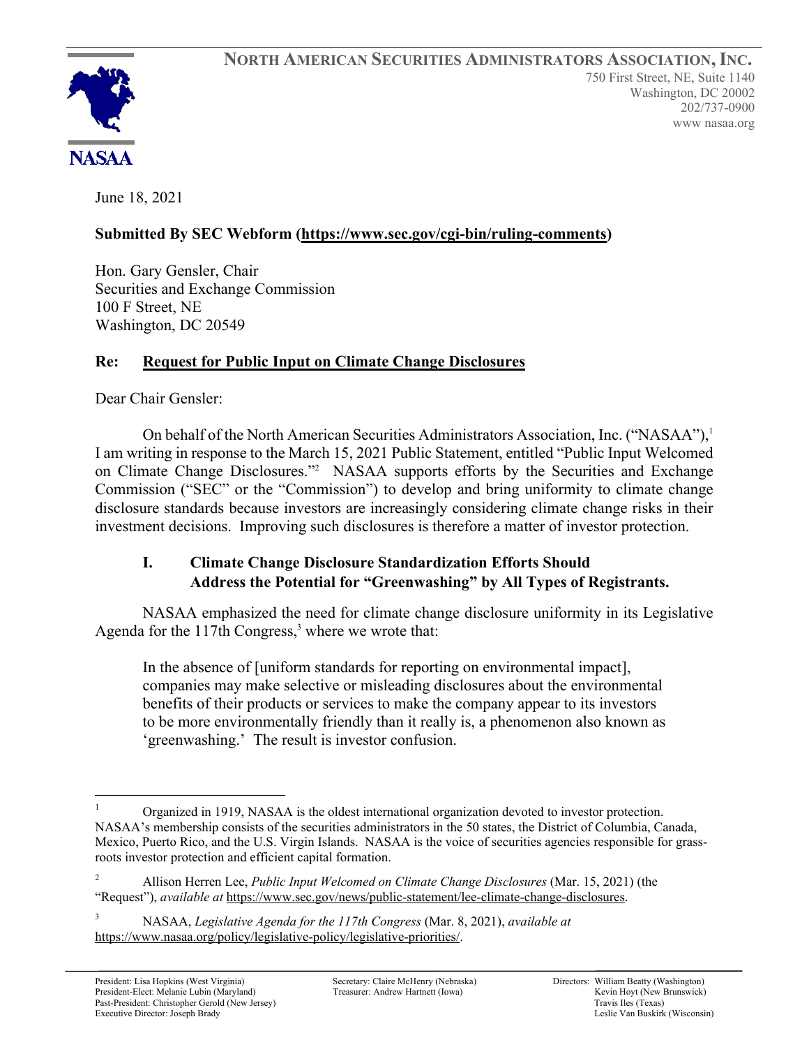**NORTH AMERICAN SECURITIES ADMINISTRATORS ASSOCIATION, INC.**

750 First Street, NE, Suite 1140
Washington, DC 20002
202/737-0900
www nasaa.org

NASAA

June 18, 2021

**Submitted By SEC Webform (https://www.sec.gov/cgi-bin/ruling-comments)**

Hon. Gary Gensler, Chair
Securities and Exchange Commission
100 F Street, NE
Washington, DC 20549

**Re: Request for Public Input on Climate Change Disclosures**

Dear Chair Gensler:

On behalf of the North American Securities Administrators Association, Inc. ("NASAA"),[1] I am writing in response to the March 15, 2021 Public Statement, entitled "Public Input Welcomed on Climate Change Disclosures."[2] NASAA supports efforts by the Securities and Exchange Commission ("SEC" or the "Commission") to develop and bring uniformity to climate change disclosure standards because investors are increasingly considering climate change risks in their investment decisions. Improving such disclosures is therefore a matter of investor protection.

## I. Climate Change Disclosure Standardization Efforts Should Address the Potential for "Greenwashing" by All Types of Registrants.

NASAA emphasized the need for climate change disclosure uniformity in its Legislative Agenda for the 117th Congress,[3] where we wrote that:

> In the absence of [uniform standards for reporting on environmental impact], companies may make selective or misleading disclosures about the environmental benefits of their products or services to make the company appear to its investors to be more environmentally friendly than it really is, a phenomenon also known as 'greenwashing.' The result is investor confusion.

---

[1] Organized in 1919, NASAA is the oldest international organization devoted to investor protection. NASAA's membership consists of the securities administrators in the 50 states, the District of Columbia, Canada, Mexico, Puerto Rico, and the U.S. Virgin Islands. NASAA is the voice of securities agencies responsible for grass-roots investor protection and efficient capital formation.

[2] Allison Herren Lee, *Public Input Welcomed on Climate Change Disclosures* (Mar. 15, 2021) (the "Request"), *available at* https://www.sec.gov/news/public-statement/lee-climate-change-disclosures.

[3] NASAA, *Legislative Agenda for the 117th Congress* (Mar. 8, 2021), *available at* https://www.nasaa.org/policy/legislative-policy/legislative-priorities/.

President: Lisa Hopkins (West Virginia)
President-Elect: Melanie Lubin (Maryland)
Past-President: Christopher Gerold (New Jersey)
Executive Director: Joseph Brady

Secretary: Claire McHenry (Nebraska)
Treasurer: Andrew Hartnett (Iowa)

Directors: William Beatty (Washington)
Kevin Hoyt (New Brunswick)
Travis Iles (Texas)
Leslie Van Buskirk (Wisconsin)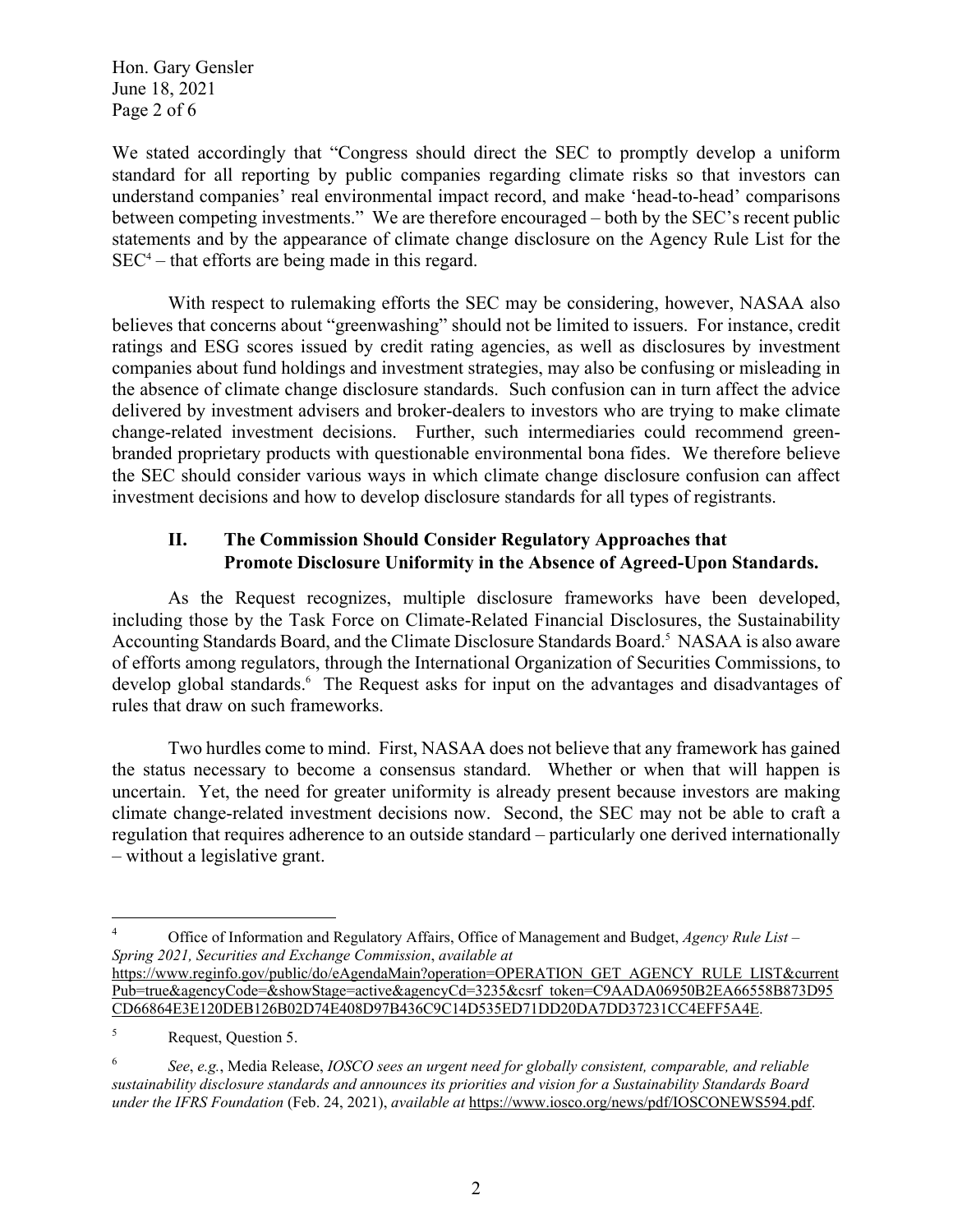We stated accordingly that "Congress should direct the SEC to promptly develop a uniform standard for all reporting by public companies regarding climate risks so that investors can understand companies' real environmental impact record, and make 'head-to-head' comparisons between competing investments." We are therefore encouraged – both by the SEC's recent public statements and by the appearance of climate change disclosure on the Agency Rule List for the SEC[4] – that efforts are being made in this regard.

With respect to rulemaking efforts the SEC may be considering, however, NASAA also believes that concerns about "greenwashing" should not be limited to issuers. For instance, credit ratings and ESG scores issued by credit rating agencies, as well as disclosures by investment companies about fund holdings and investment strategies, may also be confusing or misleading in the absence of climate change disclosure standards. Such confusion can in turn affect the advice delivered by investment advisers and broker-dealers to investors who are trying to make climate change-related investment decisions. Further, such intermediaries could recommend green-branded proprietary products with questionable environmental bona fides. We therefore believe the SEC should consider various ways in which climate change disclosure confusion can affect investment decisions and how to develop disclosure standards for all types of registrants.

## II. The Commission Should Consider Regulatory Approaches that Promote Disclosure Uniformity in the Absence of Agreed-Upon Standards.

As the Request recognizes, multiple disclosure frameworks have been developed, including those by the Task Force on Climate-Related Financial Disclosures, the Sustainability Accounting Standards Board, and the Climate Disclosure Standards Board.[5] NASAA is also aware of efforts among regulators, through the International Organization of Securities Commissions, to develop global standards.[6] The Request asks for input on the advantages and disadvantages of rules that draw on such frameworks.

Two hurdles come to mind. First, NASAA does not believe that any framework has gained the status necessary to become a consensus standard. Whether or when that will happen is uncertain. Yet, the need for greater uniformity is already present because investors are making climate change-related investment decisions now. Second, the SEC may not be able to craft a regulation that requires adherence to an outside standard – particularly one derived internationally – without a legislative grant.

---

[4] Office of Information and Regulatory Affairs, Office of Management and Budget, *Agency Rule List – Spring 2021, Securities and Exchange Commission*, *available at* https://www.reginfo.gov/public/do/eAgendaMain?operation=OPERATION_GET_AGENCY_RULE_LIST&currentPub=true&agencyCode=&showStage=active&agencyCd=3235&csrf_token=C9AADA06950B2EA66558B873D95CD66864E3E120DEB126B02D74E408D97B436C9C14D535ED71DD20DA7DD37231CC4EFF5A4E.

[5] Request, Question 5.

[6] *See*, *e.g.*, Media Release, *IOSCO sees an urgent need for globally consistent, comparable, and reliable sustainability disclosure standards and announces its priorities and vision for a Sustainability Standards Board under the IFRS Foundation* (Feb. 24, 2021), *available at* https://www.iosco.org/news/pdf/IOSCONEWS594.pdf.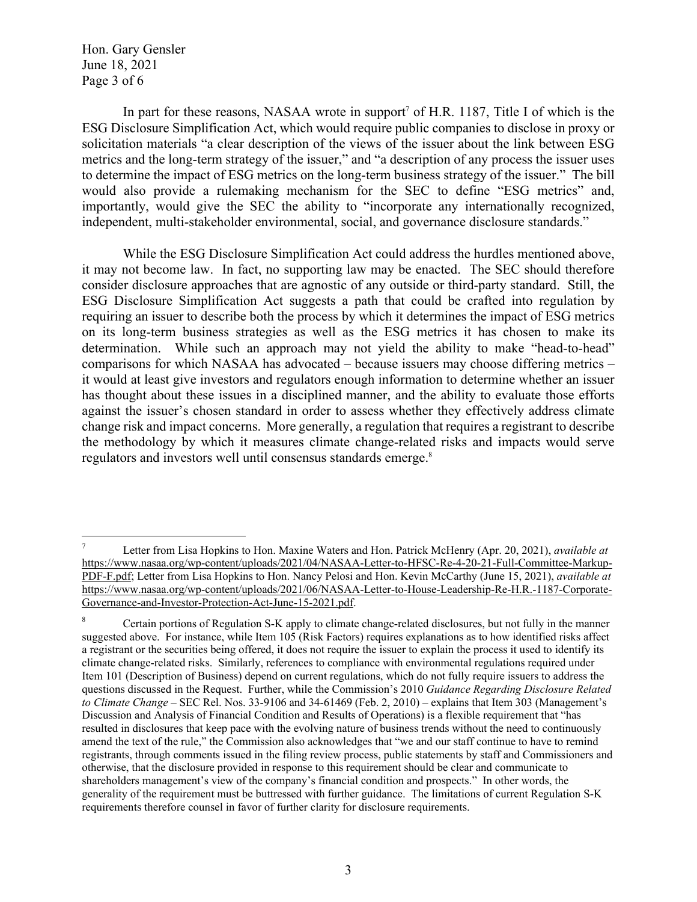In part for these reasons, NASAA wrote in support[7] of H.R. 1187, Title I of which is the ESG Disclosure Simplification Act, which would require public companies to disclose in proxy or solicitation materials "a clear description of the views of the issuer about the link between ESG metrics and the long-term strategy of the issuer," and "a description of any process the issuer uses to determine the impact of ESG metrics on the long-term business strategy of the issuer." The bill would also provide a rulemaking mechanism for the SEC to define "ESG metrics" and, importantly, would give the SEC the ability to "incorporate any internationally recognized, independent, multi-stakeholder environmental, social, and governance disclosure standards."

While the ESG Disclosure Simplification Act could address the hurdles mentioned above, it may not become law. In fact, no supporting law may be enacted. The SEC should therefore consider disclosure approaches that are agnostic of any outside or third-party standard. Still, the ESG Disclosure Simplification Act suggests a path that could be crafted into regulation by requiring an issuer to describe both the process by which it determines the impact of ESG metrics on its long-term business strategies as well as the ESG metrics it has chosen to make its determination. While such an approach may not yield the ability to make "head-to-head" comparisons for which NASAA has advocated – because issuers may choose differing metrics – it would at least give investors and regulators enough information to determine whether an issuer has thought about these issues in a disciplined manner, and the ability to evaluate those efforts against the issuer's chosen standard in order to assess whether they effectively address climate change risk and impact concerns. More generally, a regulation that requires a registrant to describe the methodology by which it measures climate change-related risks and impacts would serve regulators and investors well until consensus standards emerge.[8]

---

[7] Letter from Lisa Hopkins to Hon. Maxine Waters and Hon. Patrick McHenry (Apr. 20, 2021), *available at* https://www.nasaa.org/wp-content/uploads/2021/04/NASAA-Letter-to-HFSC-Re-4-20-21-Full-Committee-Markup-PDF-F.pdf; Letter from Lisa Hopkins to Hon. Nancy Pelosi and Hon. Kevin McCarthy (June 15, 2021), *available at* https://www.nasaa.org/wp-content/uploads/2021/06/NASAA-Letter-to-House-Leadership-Re-H.R.-1187-Corporate-Governance-and-Investor-Protection-Act-June-15-2021.pdf.

[8] Certain portions of Regulation S-K apply to climate change-related disclosures, but not fully in the manner suggested above. For instance, while Item 105 (Risk Factors) requires explanations as to how identified risks affect a registrant or the securities being offered, it does not require the issuer to explain the process it used to identify its climate change-related risks. Similarly, references to compliance with environmental regulations required under Item 101 (Description of Business) depend on current regulations, which do not fully require issuers to address the questions discussed in the Request. Further, while the Commission's 2010 *Guidance Regarding Disclosure Related to Climate Change* – SEC Rel. Nos. 33-9106 and 34-61469 (Feb. 2, 2010) – explains that Item 303 (Management's Discussion and Analysis of Financial Condition and Results of Operations) is a flexible requirement that "has resulted in disclosures that keep pace with the evolving nature of business trends without the need to continuously amend the text of the rule," the Commission also acknowledges that "we and our staff continue to have to remind registrants, through comments issued in the filing review process, public statements by staff and Commissioners and otherwise, that the disclosure provided in response to this requirement should be clear and communicate to shareholders management's view of the company's financial condition and prospects." In other words, the generality of the requirement must be buttressed with further guidance. The limitations of current Regulation S-K requirements therefore counsel in favor of further clarity for disclosure requirements.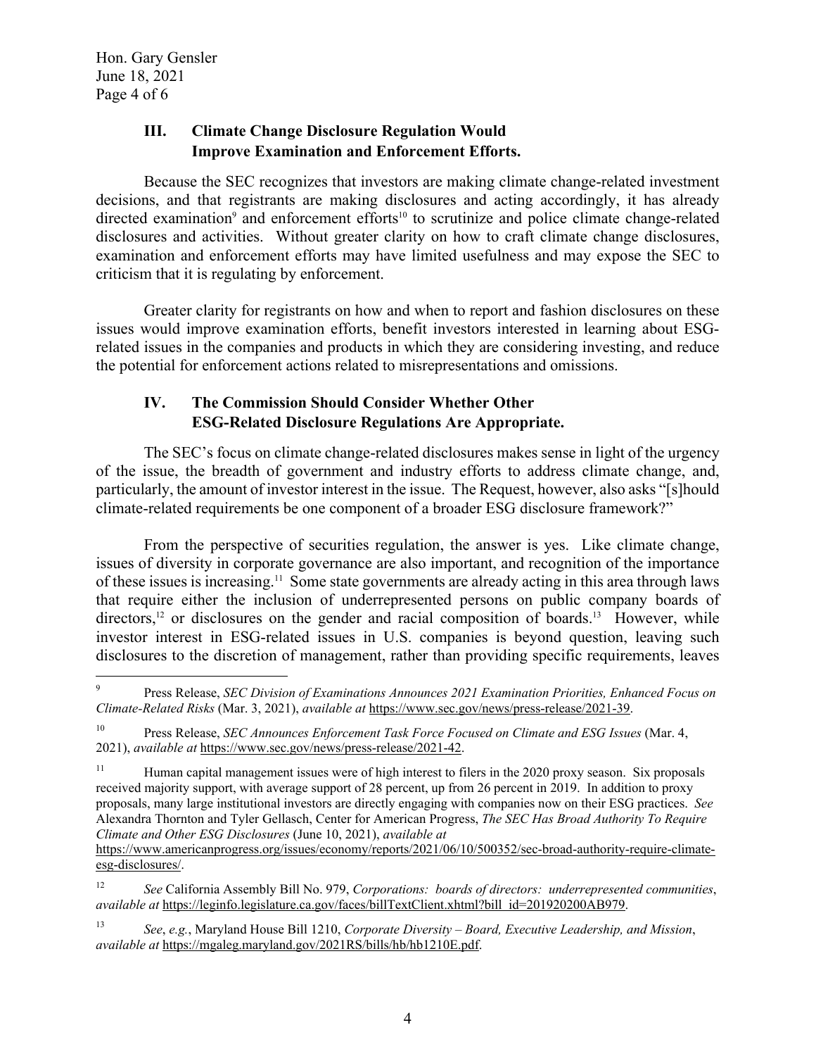### III. Climate Change Disclosure Regulation Would Improve Examination and Enforcement Efforts.

Because the SEC recognizes that investors are making climate change-related investment decisions, and that registrants are making disclosures and acting accordingly, it has already directed examination[9] and enforcement efforts[10] to scrutinize and police climate change-related disclosures and activities. Without greater clarity on how to craft climate change disclosures, examination and enforcement efforts may have limited usefulness and may expose the SEC to criticism that it is regulating by enforcement.

Greater clarity for registrants on how and when to report and fashion disclosures on these issues would improve examination efforts, benefit investors interested in learning about ESG-related issues in the companies and products in which they are considering investing, and reduce the potential for enforcement actions related to misrepresentations and omissions.

### IV. The Commission Should Consider Whether Other ESG-Related Disclosure Regulations Are Appropriate.

The SEC's focus on climate change-related disclosures makes sense in light of the urgency of the issue, the breadth of government and industry efforts to address climate change, and, particularly, the amount of investor interest in the issue. The Request, however, also asks "[s]hould climate-related requirements be one component of a broader ESG disclosure framework?"

From the perspective of securities regulation, the answer is yes. Like climate change, issues of diversity in corporate governance are also important, and recognition of the importance of these issues is increasing.[11] Some state governments are already acting in this area through laws that require either the inclusion of underrepresented persons on public company boards of directors,[12] or disclosures on the gender and racial composition of boards.[13] However, while investor interest in ESG-related issues in U.S. companies is beyond question, leaving such disclosures to the discretion of management, rather than providing specific requirements, leaves

---

[9] Press Release, *SEC Division of Examinations Announces 2021 Examination Priorities, Enhanced Focus on Climate-Related Risks* (Mar. 3, 2021), *available at* https://www.sec.gov/news/press-release/2021-39.

[10] Press Release, *SEC Announces Enforcement Task Force Focused on Climate and ESG Issues* (Mar. 4, 2021), *available at* https://www.sec.gov/news/press-release/2021-42.

[11] Human capital management issues were of high interest to filers in the 2020 proxy season. Six proposals received majority support, with average support of 28 percent, up from 26 percent in 2019. In addition to proxy proposals, many large institutional investors are directly engaging with companies now on their ESG practices. *See* Alexandra Thornton and Tyler Gellasch, Center for American Progress, *The SEC Has Broad Authority To Require Climate and Other ESG Disclosures* (June 10, 2021), *available at* https://www.americanprogress.org/issues/economy/reports/2021/06/10/500352/sec-broad-authority-require-climate-esg-disclosures/.

[12] *See* California Assembly Bill No. 979, *Corporations: boards of directors: underrepresented communities*, *available at* https://leginfo.legislature.ca.gov/faces/billTextClient.xhtml?bill_id=201920200AB979.

[13] *See*, *e.g.*, Maryland House Bill 1210, *Corporate Diversity – Board, Executive Leadership, and Mission*, *available at* https://mgaleg.maryland.gov/2021RS/bills/hb/hb1210E.pdf.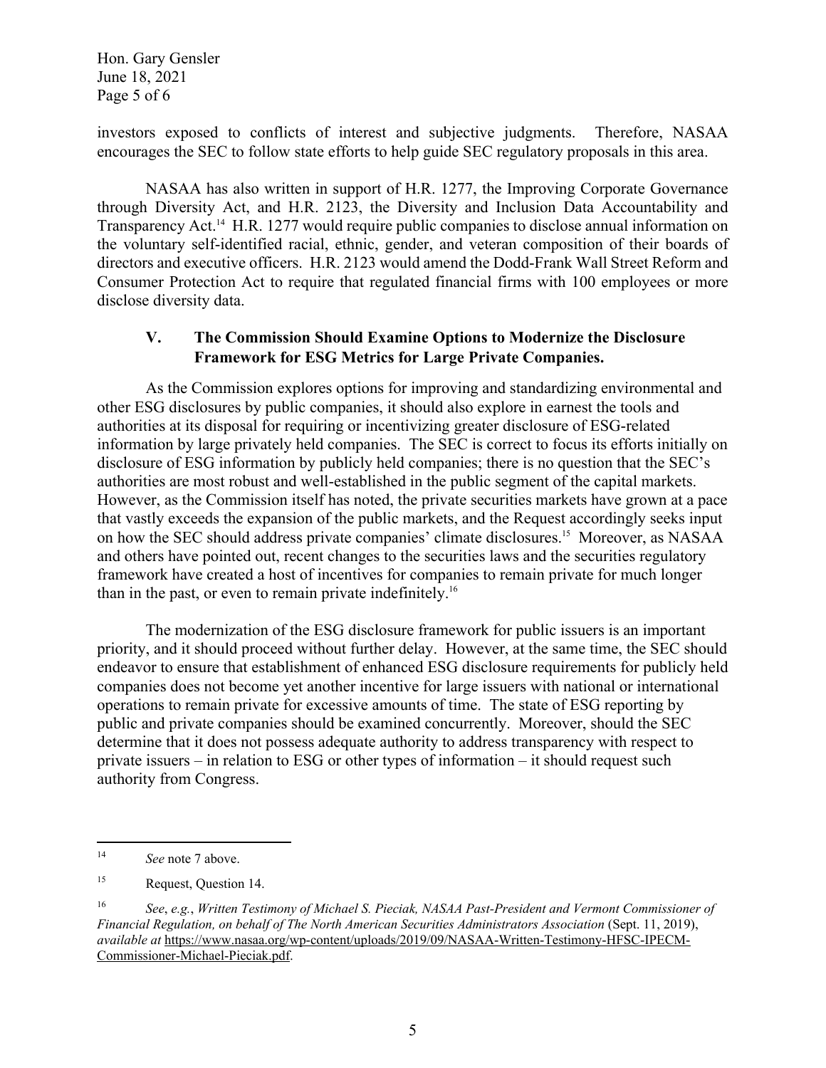investors exposed to conflicts of interest and subjective judgments. Therefore, NASAA encourages the SEC to follow state efforts to help guide SEC regulatory proposals in this area.

NASAA has also written in support of H.R. 1277, the Improving Corporate Governance through Diversity Act, and H.R. 2123, the Diversity and Inclusion Data Accountability and Transparency Act.[14] H.R. 1277 would require public companies to disclose annual information on the voluntary self-identified racial, ethnic, gender, and veteran composition of their boards of directors and executive officers. H.R. 2123 would amend the Dodd-Frank Wall Street Reform and Consumer Protection Act to require that regulated financial firms with 100 employees or more disclose diversity data.

## V. The Commission Should Examine Options to Modernize the Disclosure Framework for ESG Metrics for Large Private Companies.

As the Commission explores options for improving and standardizing environmental and other ESG disclosures by public companies, it should also explore in earnest the tools and authorities at its disposal for requiring or incentivizing greater disclosure of ESG-related information by large privately held companies. The SEC is correct to focus its efforts initially on disclosure of ESG information by publicly held companies; there is no question that the SEC's authorities are most robust and well-established in the public segment of the capital markets. However, as the Commission itself has noted, the private securities markets have grown at a pace that vastly exceeds the expansion of the public markets, and the Request accordingly seeks input on how the SEC should address private companies' climate disclosures.[15] Moreover, as NASAA and others have pointed out, recent changes to the securities laws and the securities regulatory framework have created a host of incentives for companies to remain private for much longer than in the past, or even to remain private indefinitely.[16]

The modernization of the ESG disclosure framework for public issuers is an important priority, and it should proceed without further delay. However, at the same time, the SEC should endeavor to ensure that establishment of enhanced ESG disclosure requirements for publicly held companies does not become yet another incentive for large issuers with national or international operations to remain private for excessive amounts of time. The state of ESG reporting by public and private companies should be examined concurrently. Moreover, should the SEC determine that it does not possess adequate authority to address transparency with respect to private issuers – in relation to ESG or other types of information – it should request such authority from Congress.

---

[14] *See* note 7 above.

[15] Request, Question 14.

[16] *See*, *e.g.*, *Written Testimony of Michael S. Pieciak, NASAA Past-President and Vermont Commissioner of Financial Regulation, on behalf of The North American Securities Administrators Association* (Sept. 11, 2019), *available at* https://www.nasaa.org/wp-content/uploads/2019/09/NASAA-Written-Testimony-HFSC-IPECM-Commissioner-Michael-Pieciak.pdf.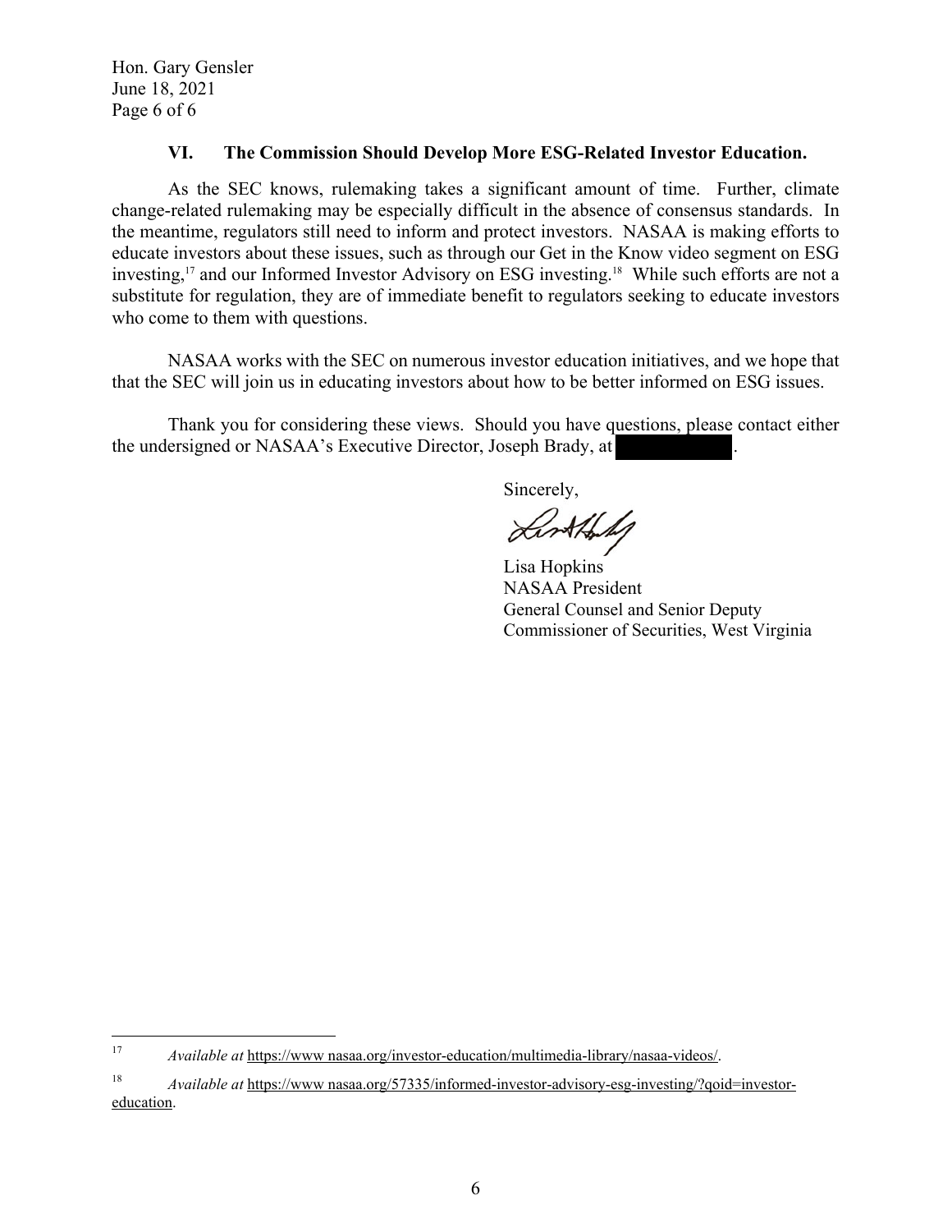### VI. The Commission Should Develop More ESG-Related Investor Education.

As the SEC knows, rulemaking takes a significant amount of time. Further, climate change-related rulemaking may be especially difficult in the absence of consensus standards. In the meantime, regulators still need to inform and protect investors. NASAA is making efforts to educate investors about these issues, such as through our Get in the Know video segment on ESG investing,[17] and our Informed Investor Advisory on ESG investing.[18] While such efforts are not a substitute for regulation, they are of immediate benefit to regulators seeking to educate investors who come to them with questions.

NASAA works with the SEC on numerous investor education initiatives, and we hope that that the SEC will join us in educating investors about how to be better informed on ESG issues.

Thank you for considering these views. Should you have questions, please contact either the undersigned or NASAA's Executive Director, Joseph Brady, at [redacted].

Sincerely,

Lisa Hopkins
NASAA President
General Counsel and Senior Deputy
Commissioner of Securities, West Virginia

---

[17] *Available at* https://www nasaa.org/investor-education/multimedia-library/nasaa-videos/.

[18] *Available at* https://www nasaa.org/57335/informed-investor-advisory-esg-investing/?qoid=investor-education.